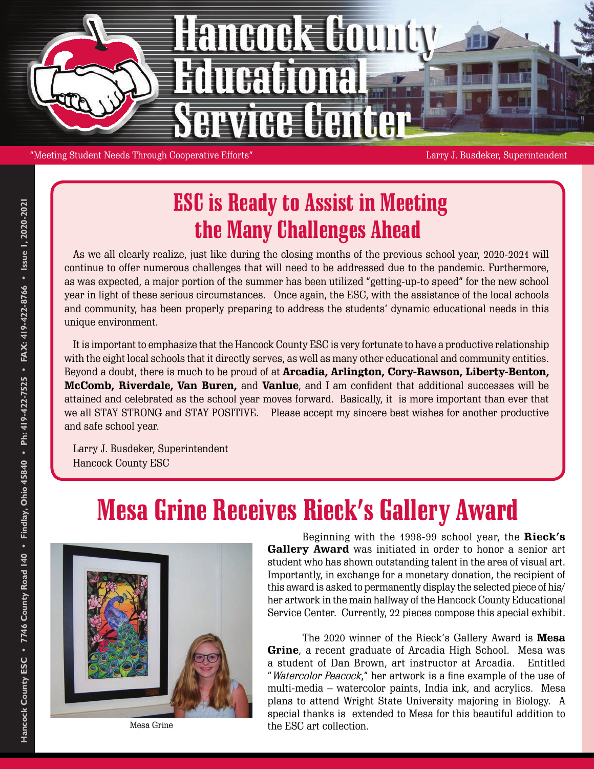# Hancock County Educational Service Center

"Meeting Student Needs Through Cooperative Efforts"

Larry J. Busdeker, Superintendent

## ESC is Ready to Assist in Meeting the Many Challenges Ahead

As we all clearly realize, just like during the closing months of the previous school year, 2020-2021 will continue to offer numerous challenges that will need to be addressed due to the pandemic. Furthermore, as was expected, a major portion of the summer has been utilized "getting-up-to speed" for the new school year in light of these serious circumstances. Once again, the ESC, with the assistance of the local schools and community, has been properly preparing to address the students' dynamic educational needs in this unique environment.

It is important to emphasize that the Hancock County ESC is very fortunate to have a productive relationship with the eight local schools that it directly serves, as well as many other educational and community entities. Beyond a doubt, there is much to be proud of at **Arcadia, Arlington, Cory-Rawson, Liberty-Benton, McComb, Riverdale, Van Buren,** and **Vanlue**, and I am confident that additional successes will be attained and celebrated as the school year moves forward. Basically, it is more important than ever that we all STAY STRONG and STAY POSITIVE. Please accept my sincere best wishes for another productive and safe school year.

Larry J. Busdeker, Superintendent
Hancock County ESC

## Mesa Grine Receives Rieck's Gallery Award

Mesa Grine

Beginning with the 1998-99 school year, the **Rieck's Gallery Award** was initiated in order to honor a senior art student who has shown outstanding talent in the area of visual art. Importantly, in exchange for a monetary donation, the recipient of this award is asked to permanently display the selected piece of his/her artwork in the main hallway of the Hancock County Educational Service Center. Currently, 22 pieces compose this special exhibit.

The 2020 winner of the Rieck's Gallery Award is **Mesa Grine**, a recent graduate of Arcadia High School. Mesa was a student of Dan Brown, art instructor at Arcadia. Entitled "*Watercolor Peacock*," her artwork is a fine example of the use of multi-media – watercolor paints, India ink, and acrylics. Mesa plans to attend Wright State University majoring in Biology. A special thanks is extended to Mesa for this beautiful addition to the ESC art collection.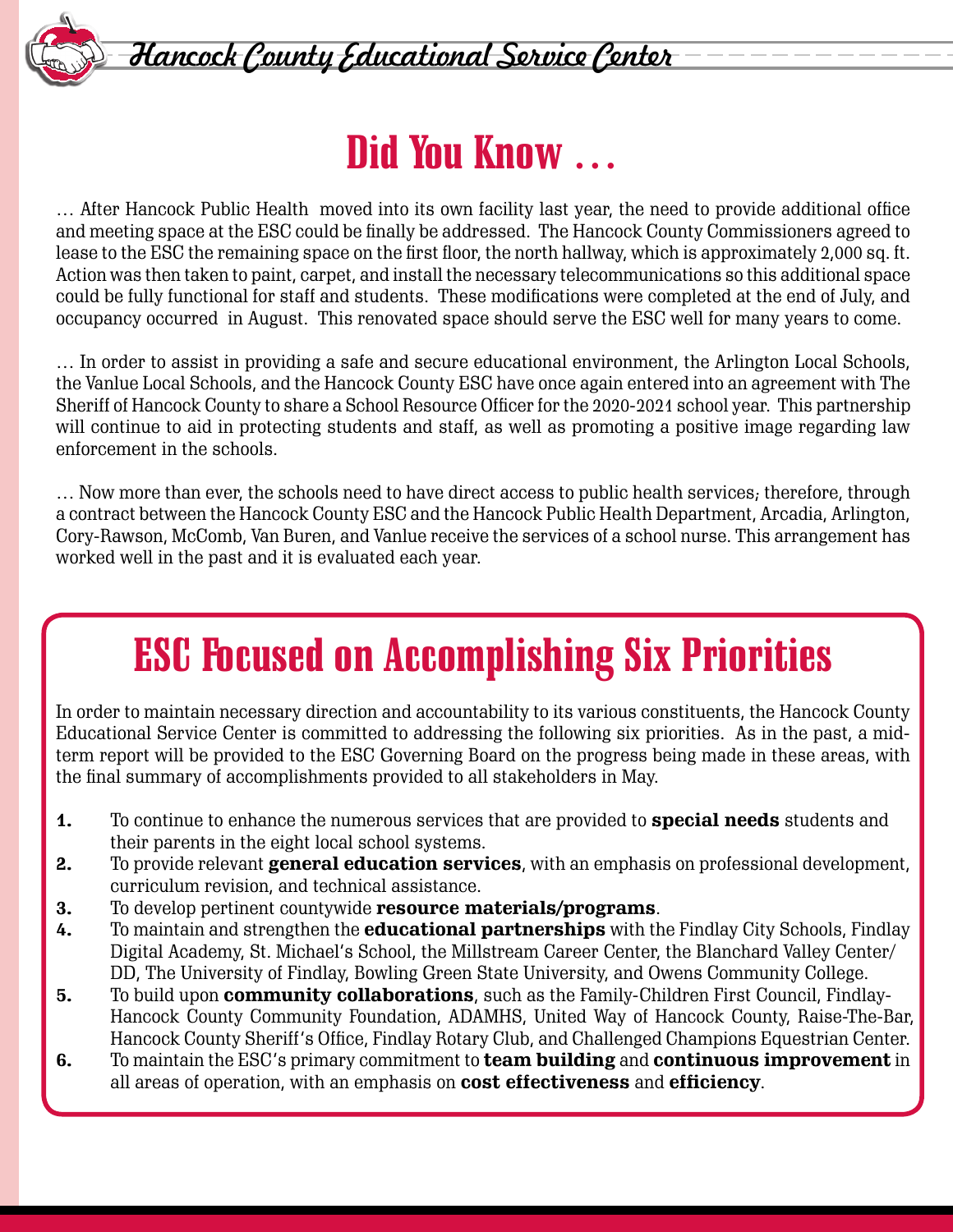# Did You Know …

… After Hancock Public Health moved into its own facility last year, the need to provide additional office and meeting space at the ESC could be finally be addressed. The Hancock County Commissioners agreed to lease to the ESC the remaining space on the first floor, the north hallway, which is approximately 2,000 sq. ft. Action was then taken to paint, carpet, and install the necessary telecommunications so this additional space could be fully functional for staff and students. These modifications were completed at the end of July, and occupancy occurred in August. This renovated space should serve the ESC well for many years to come.

… In order to assist in providing a safe and secure educational environment, the Arlington Local Schools, the Vanlue Local Schools, and the Hancock County ESC have once again entered into an agreement with The Sheriff of Hancock County to share a School Resource Officer for the 2020-2021 school year. This partnership will continue to aid in protecting students and staff, as well as promoting a positive image regarding law enforcement in the schools.

… Now more than ever, the schools need to have direct access to public health services; therefore, through a contract between the Hancock County ESC and the Hancock Public Health Department, Arcadia, Arlington, Cory-Rawson, McComb, Van Buren, and Vanlue receive the services of a school nurse. This arrangement has worked well in the past and it is evaluated each year.

## ESC Focused on Accomplishing Six Priorities

In order to maintain necessary direction and accountability to its various constituents, the Hancock County Educational Service Center is committed to addressing the following six priorities. As in the past, a mid-term report will be provided to the ESC Governing Board on the progress being made in these areas, with the final summary of accomplishments provided to all stakeholders in May.

1. To continue to enhance the numerous services that are provided to **special needs** students and their parents in the eight local school systems.
2. To provide relevant **general education services**, with an emphasis on professional development, curriculum revision, and technical assistance.
3. To develop pertinent countywide **resource materials/programs**.
4. To maintain and strengthen the **educational partnerships** with the Findlay City Schools, Findlay Digital Academy, St. Michael's School, the Millstream Career Center, the Blanchard Valley Center/DD, The University of Findlay, Bowling Green State University, and Owens Community College.
5. To build upon **community collaborations**, such as the Family-Children First Council, Findlay-Hancock County Community Foundation, ADAMHS, United Way of Hancock County, Raise-The-Bar, Hancock County Sheriff's Office, Findlay Rotary Club, and Challenged Champions Equestrian Center.
6. To maintain the ESC's primary commitment to **team building** and **continuous improvement** in all areas of operation, with an emphasis on **cost effectiveness** and **efficiency**.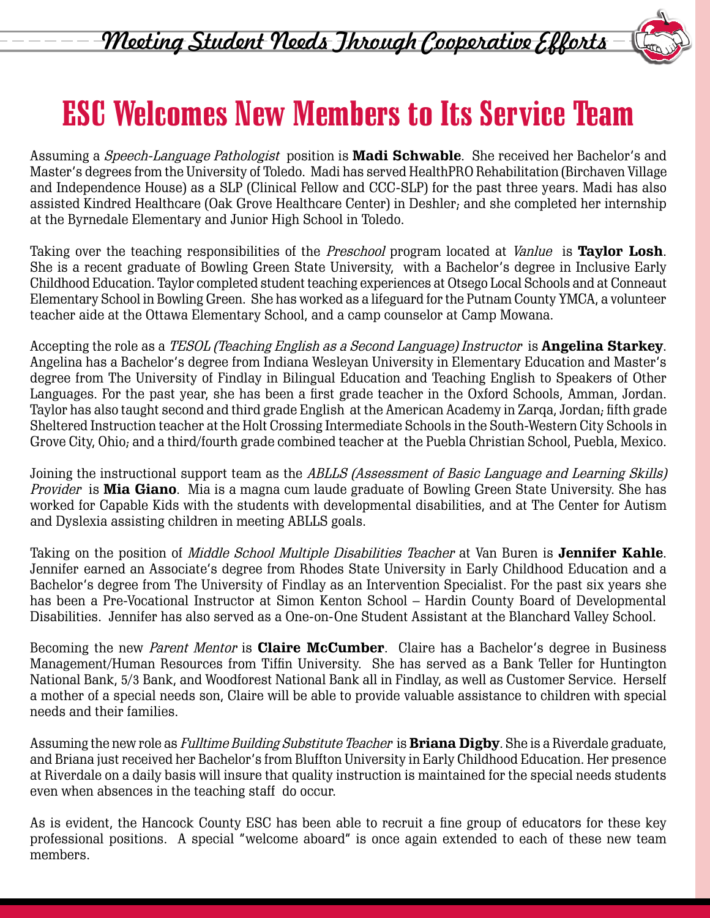# ESC Welcomes New Members to Its Service Team

Assuming a *Speech-Language Pathologist* position is **Madi Schwable**. She received her Bachelor's and Master's degrees from the University of Toledo. Madi has served HealthPRO Rehabilitation (Birchaven Village and Independence House) as a SLP (Clinical Fellow and CCC-SLP) for the past three years. Madi has also assisted Kindred Healthcare (Oak Grove Healthcare Center) in Deshler; and she completed her internship at the Byrnedale Elementary and Junior High School in Toledo.

Taking over the teaching responsibilities of the *Preschool* program located at *Vanlue* is **Taylor Losh**. She is a recent graduate of Bowling Green State University, with a Bachelor's degree in Inclusive Early Childhood Education. Taylor completed student teaching experiences at Otsego Local Schools and at Conneaut Elementary School in Bowling Green. She has worked as a lifeguard for the Putnam County YMCA, a volunteer teacher aide at the Ottawa Elementary School, and a camp counselor at Camp Mowana.

Accepting the role as a *TESOL (Teaching English as a Second Language) Instructor* is **Angelina Starkey**. Angelina has a Bachelor's degree from Indiana Wesleyan University in Elementary Education and Master's degree from The University of Findlay in Bilingual Education and Teaching English to Speakers of Other Languages. For the past year, she has been a first grade teacher in the Oxford Schools, Amman, Jordan. Taylor has also taught second and third grade English at the American Academy in Zarqa, Jordan; fifth grade Sheltered Instruction teacher at the Holt Crossing Intermediate Schools in the South-Western City Schools in Grove City, Ohio; and a third/fourth grade combined teacher at the Puebla Christian School, Puebla, Mexico.

Joining the instructional support team as the *ABLLS (Assessment of Basic Language and Learning Skills) Provider* is **Mia Giano**. Mia is a magna cum laude graduate of Bowling Green State University. She has worked for Capable Kids with the students with developmental disabilities, and at The Center for Autism and Dyslexia assisting children in meeting ABLLS goals.

Taking on the position of *Middle School Multiple Disabilities Teacher* at Van Buren is **Jennifer Kahle**. Jennifer earned an Associate's degree from Rhodes State University in Early Childhood Education and a Bachelor's degree from The University of Findlay as an Intervention Specialist. For the past six years she has been a Pre-Vocational Instructor at Simon Kenton School – Hardin County Board of Developmental Disabilities. Jennifer has also served as a One-on-One Student Assistant at the Blanchard Valley School.

Becoming the new *Parent Mentor* is **Claire McCumber**. Claire has a Bachelor's degree in Business Management/Human Resources from Tiffin University. She has served as a Bank Teller for Huntington National Bank, 5/3 Bank, and Woodforest National Bank all in Findlay, as well as Customer Service. Herself a mother of a special needs son, Claire will be able to provide valuable assistance to children with special needs and their families.

Assuming the new role as *Fulltime Building Substitute Teacher* is **Briana Digby**. She is a Riverdale graduate, and Briana just received her Bachelor's from Bluffton University in Early Childhood Education. Her presence at Riverdale on a daily basis will insure that quality instruction is maintained for the special needs students even when absences in the teaching staff do occur.

As is evident, the Hancock County ESC has been able to recruit a fine group of educators for these key professional positions. A special "welcome aboard" is once again extended to each of these new team members.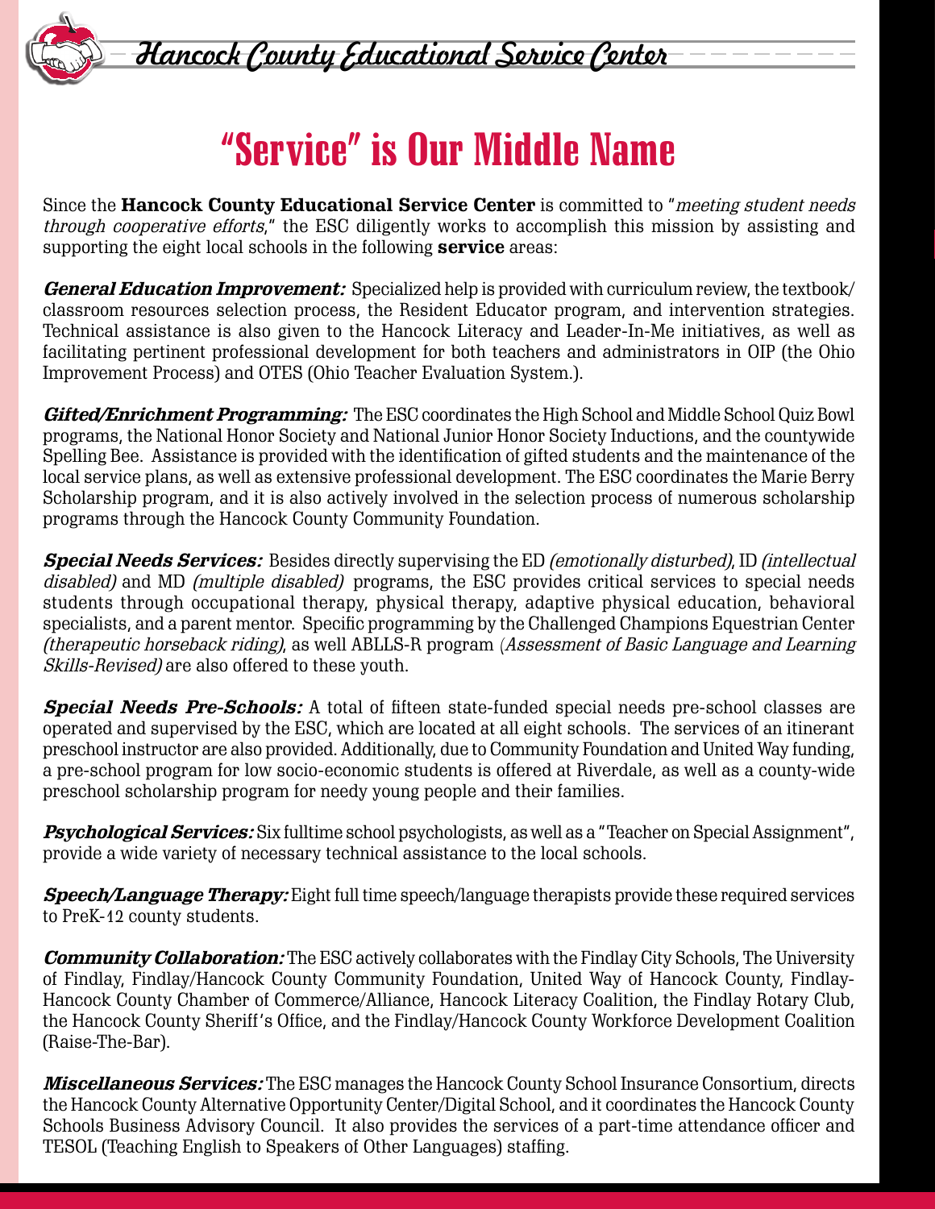Hancock County Educational Service Center

# "Service" is Our Middle Name

Since the **Hancock County Educational Service Center** is committed to "*meeting student needs through cooperative efforts*," the ESC diligently works to accomplish this mission by assisting and supporting the eight local schools in the following **service** areas:

***General Education Improvement:*** Specialized help is provided with curriculum review, the textbook/ classroom resources selection process, the Resident Educator program, and intervention strategies. Technical assistance is also given to the Hancock Literacy and Leader-In-Me initiatives, as well as facilitating pertinent professional development for both teachers and administrators in OIP (the Ohio Improvement Process) and OTES (Ohio Teacher Evaluation System.).

***Gifted/Enrichment Programming:*** The ESC coordinates the High School and Middle School Quiz Bowl programs, the National Honor Society and National Junior Honor Society Inductions, and the countywide Spelling Bee. Assistance is provided with the identification of gifted students and the maintenance of the local service plans, as well as extensive professional development. The ESC coordinates the Marie Berry Scholarship program, and it is also actively involved in the selection process of numerous scholarship programs through the Hancock County Community Foundation.

***Special Needs Services:*** Besides directly supervising the ED *(emotionally disturbed)*, ID *(intellectual disabled)* and MD *(multiple disabled)* programs, the ESC provides critical services to special needs students through occupational therapy, physical therapy, adaptive physical education, behavioral specialists, and a parent mentor. Specific programming by the Challenged Champions Equestrian Center *(therapeutic horseback riding)*, as well ABLLS-R program (*Assessment of Basic Language and Learning Skills-Revised)* are also offered to these youth.

***Special Needs Pre-Schools:*** A total of fifteen state-funded special needs pre-school classes are operated and supervised by the ESC, which are located at all eight schools. The services of an itinerant preschool instructor are also provided. Additionally, due to Community Foundation and United Way funding, a pre-school program for low socio-economic students is offered at Riverdale, as well as a county-wide preschool scholarship program for needy young people and their families.

***Psychological Services:*** Six fulltime school psychologists, as well as a "Teacher on Special Assignment", provide a wide variety of necessary technical assistance to the local schools.

***Speech/Language Therapy:*** Eight full time speech/language therapists provide these required services to PreK-12 county students.

***Community Collaboration:*** The ESC actively collaborates with the Findlay City Schools, The University of Findlay, Findlay/Hancock County Community Foundation, United Way of Hancock County, Findlay-Hancock County Chamber of Commerce/Alliance, Hancock Literacy Coalition, the Findlay Rotary Club, the Hancock County Sheriff's Office, and the Findlay/Hancock County Workforce Development Coalition (Raise-The-Bar).

***Miscellaneous Services:*** The ESC manages the Hancock County School Insurance Consortium, directs the Hancock County Alternative Opportunity Center/Digital School, and it coordinates the Hancock County Schools Business Advisory Council. It also provides the services of a part-time attendance officer and TESOL (Teaching English to Speakers of Other Languages) staffing.